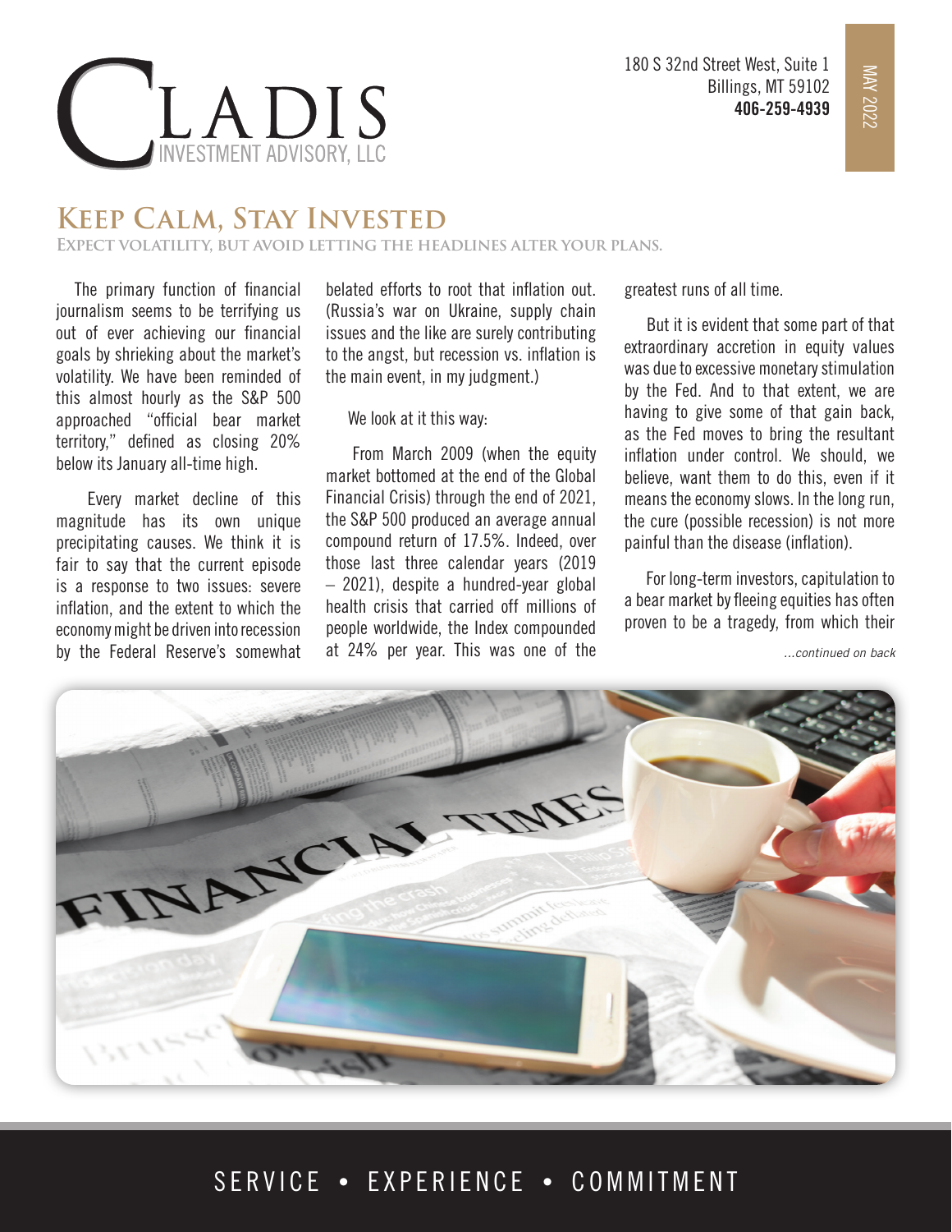# CLADIS INVESTMENT ADVISORY, LLC

180 S 32nd Street West, Suite 1
Billings, MT 59102
**406-259-4939**

MAY 2022

## Keep Calm, Stay Invested

**Expect volatility, but avoid letting the headlines alter your plans.**

The primary function of financial journalism seems to be terrifying us out of ever achieving our financial goals by shrieking about the market's volatility. We have been reminded of this almost hourly as the S&P 500 approached "official bear market territory," defined as closing 20% below its January all-time high.

Every market decline of this magnitude has its own unique precipitating causes. We think it is fair to say that the current episode is a response to two issues: severe inflation, and the extent to which the economy might be driven into recession by the Federal Reserve's somewhat belated efforts to root that inflation out. (Russia's war on Ukraine, supply chain issues and the like are surely contributing to the angst, but recession vs. inflation is the main event, in my judgment.)

We look at it this way:

From March 2009 (when the equity market bottomed at the end of the Global Financial Crisis) through the end of 2021, the S&P 500 produced an average annual compound return of 17.5%. Indeed, over those last three calendar years (2019 – 2021), despite a hundred-year global health crisis that carried off millions of people worldwide, the Index compounded at 24% per year. This was one of the greatest runs of all time.

But it is evident that some part of that extraordinary accretion in equity values was due to excessive monetary stimulation by the Fed. And to that extent, we are having to give some of that gain back, as the Fed moves to bring the resultant inflation under control. We should, we believe, want them to do this, even if it means the economy slows. In the long run, the cure (possible recession) is not more painful than the disease (inflation).

For long-term investors, capitulation to a bear market by fleeing equities has often proven to be a tragedy, from which their

*...continued on back*

SERVICE • EXPERIENCE • COMMITMENT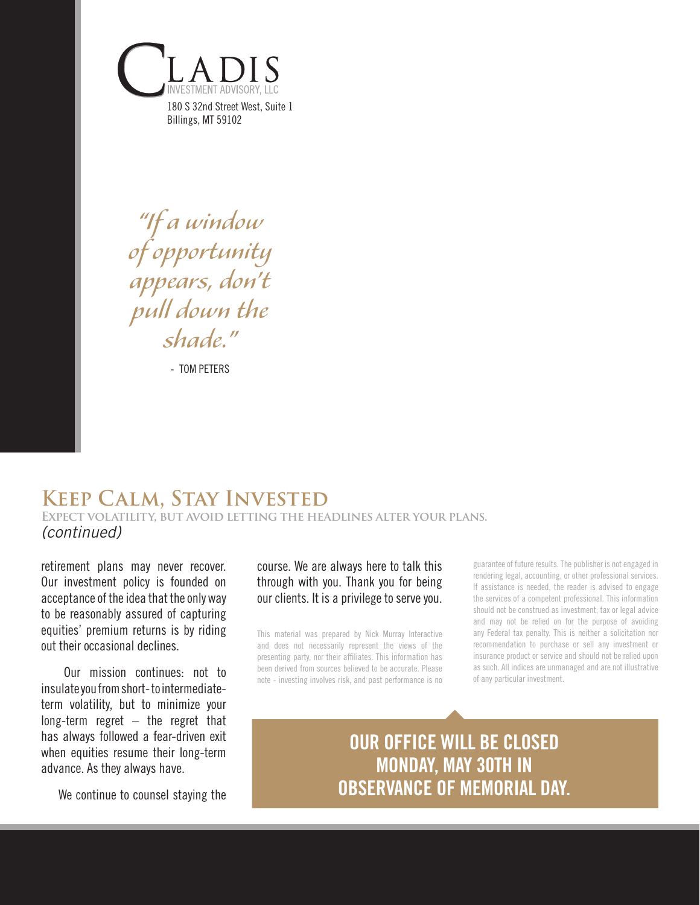CLADIS
INVESTMENT ADVISORY, LLC
180 S 32nd Street West, Suite 1
Billings, MT 59102

*"If a window of opportunity appears, don't pull down the shade."*

\- TOM PETERS

## Keep Calm, Stay Invested

**Expect volatility, but avoid letting the headlines alter your plans.**

*(continued)*

retirement plans may never recover. Our investment policy is founded on acceptance of the idea that the only way to be reasonably assured of capturing equities' premium returns is by riding out their occasional declines.

Our mission continues: not to insulate you from short- to intermediate-term volatility, but to minimize your long-term regret – the regret that has always followed a fear-driven exit when equities resume their long-term advance. As they always have.

We continue to counsel staying the course. We are always here to talk this through with you. Thank you for being our clients. It is a privilege to serve you.

This material was prepared by Nick Murray Interactive and does not necessarily represent the views of the presenting party, nor their affiliates. This information has been derived from sources believed to be accurate. Please note - investing involves risk, and past performance is no guarantee of future results. The publisher is not engaged in rendering legal, accounting, or other professional services. If assistance is needed, the reader is advised to engage the services of a competent professional. This information should not be construed as investment, tax or legal advice and may not be relied on for the purpose of avoiding any Federal tax penalty. This is neither a solicitation nor recommendation to purchase or sell any investment or insurance product or service and should not be relied upon as such. All indices are unmanaged and are not illustrative of any particular investment.

**OUR OFFICE WILL BE CLOSED MONDAY, MAY 30TH IN OBSERVANCE OF MEMORIAL DAY.**